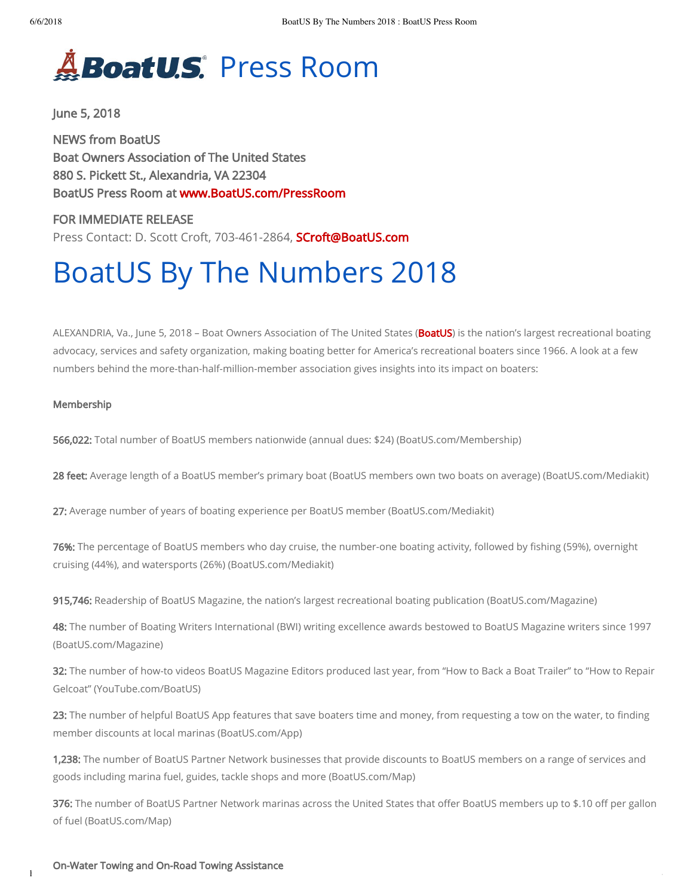# BoatUS Press Room

June 5, 2018

NEWS from BoatUS
Boat Owners Association of The United States
880 S. Pickett St., Alexandria, VA 22304
BoatUS Press Room at www.BoatUS.com/PressRoom

FOR IMMEDIATE RELEASE
Press Contact: D. Scott Croft, 703-461-2864, SCroft@BoatUS.com

# BoatUS By The Numbers 2018

ALEXANDRIA, Va., June 5, 2018 – Boat Owners Association of The United States (BoatUS) is the nation's largest recreational boating advocacy, services and safety organization, making boating better for America's recreational boaters since 1966. A look at a few numbers behind the more-than-half-million-member association gives insights into its impact on boaters:

## Membership

**566,022:** Total number of BoatUS members nationwide (annual dues: $24) (BoatUS.com/Membership)

**28 feet:** Average length of a BoatUS member's primary boat (BoatUS members own two boats on average) (BoatUS.com/Mediakit)

**27:** Average number of years of boating experience per BoatUS member (BoatUS.com/Mediakit)

**76%:** The percentage of BoatUS members who day cruise, the number-one boating activity, followed by fishing (59%), overnight cruising (44%), and watersports (26%) (BoatUS.com/Mediakit)

**915,746:** Readership of BoatUS Magazine, the nation's largest recreational boating publication (BoatUS.com/Magazine)

**48:** The number of Boating Writers International (BWI) writing excellence awards bestowed to BoatUS Magazine writers since 1997 (BoatUS.com/Magazine)

**32:** The number of how-to videos BoatUS Magazine Editors produced last year, from "How to Back a Boat Trailer" to "How to Repair Gelcoat" (YouTube.com/BoatUS)

**23:** The number of helpful BoatUS App features that save boaters time and money, from requesting a tow on the water, to finding member discounts at local marinas (BoatUS.com/App)

**1,238:** The number of BoatUS Partner Network businesses that provide discounts to BoatUS members on a range of services and goods including marina fuel, guides, tackle shops and more (BoatUS.com/Map)

**376:** The number of BoatUS Partner Network marinas across the United States that offer BoatUS members up to $.10 off per gallon of fuel (BoatUS.com/Map)

## On-Water Towing and On-Road Towing Assistance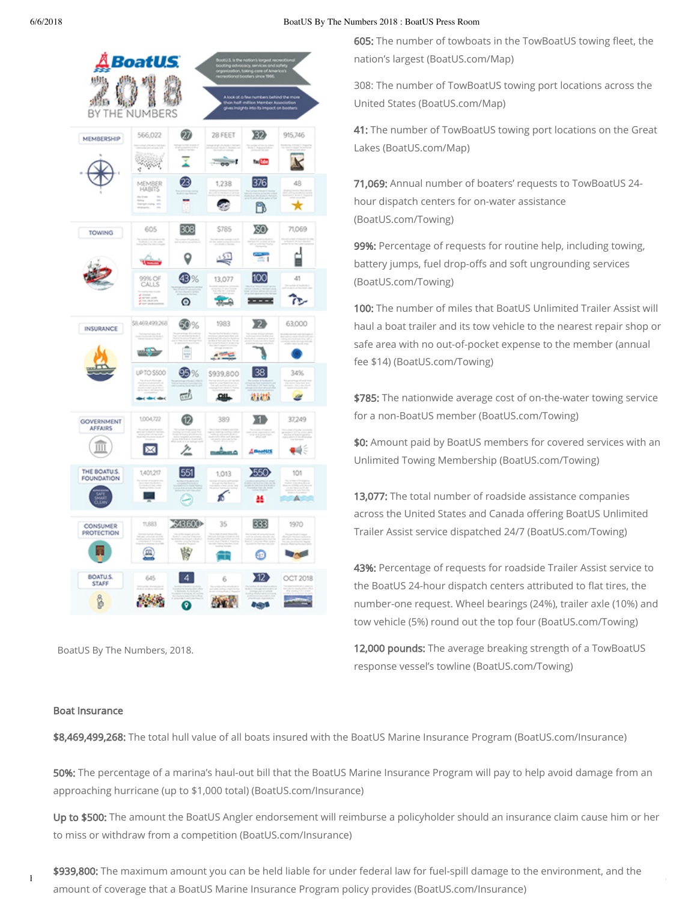BoatUS By The Numbers, 2018.

**605:** The number of towboats in the TowBoatUS towing fleet, the nation's largest (BoatUS.com/Map)

308: The number of TowBoatUS towing port locations across the United States (BoatUS.com/Map)

**41:** The number of TowBoatUS towing port locations on the Great Lakes (BoatUS.com/Map)

**71,069:** Annual number of boaters' requests to TowBoatUS 24-hour dispatch centers for on-water assistance (BoatUS.com/Towing)

**99%:** Percentage of requests for routine help, including towing, battery jumps, fuel drop-offs and soft ungrounding services (BoatUS.com/Towing)

**100:** The number of miles that BoatUS Unlimited Trailer Assist will haul a boat trailer and its tow vehicle to the nearest repair shop or safe area with no out-of-pocket expense to the member (annual fee $14) (BoatUS.com/Towing)

**$785:** The nationwide average cost of on-the-water towing service for a non-BoatUS member (BoatUS.com/Towing)

**$0:** Amount paid by BoatUS members for covered services with an Unlimited Towing Membership (BoatUS.com/Towing)

**13,077:** The total number of roadside assistance companies across the United States and Canada offering BoatUS Unlimited Trailer Assist service dispatched 24/7 (BoatUS.com/Towing)

**43%:** Percentage of requests for roadside Trailer Assist service to the BoatUS 24-hour dispatch centers attributed to flat tires, the number-one request. Wheel bearings (24%), trailer axle (10%) and tow vehicle (5%) round out the top four (BoatUS.com/Towing)

**12,000 pounds:** The average breaking strength of a TowBoatUS response vessel's towline (BoatUS.com/Towing)

**Boat Insurance**

**$8,469,499,268:** The total hull value of all boats insured with the BoatUS Marine Insurance Program (BoatUS.com/Insurance)

**50%:** The percentage of a marina's haul-out bill that the BoatUS Marine Insurance Program will pay to help avoid damage from an approaching hurricane (up to $1,000 total) (BoatUS.com/Insurance)

**Up to $500:** The amount the BoatUS Angler endorsement will reimburse a policyholder should an insurance claim cause him or her to miss or withdraw from a competition (BoatUS.com/Insurance)

**$939,800:** The maximum amount you can be held liable for under federal law for fuel-spill damage to the environment, and the amount of coverage that a BoatUS Marine Insurance Program policy provides (BoatUS.com/Insurance)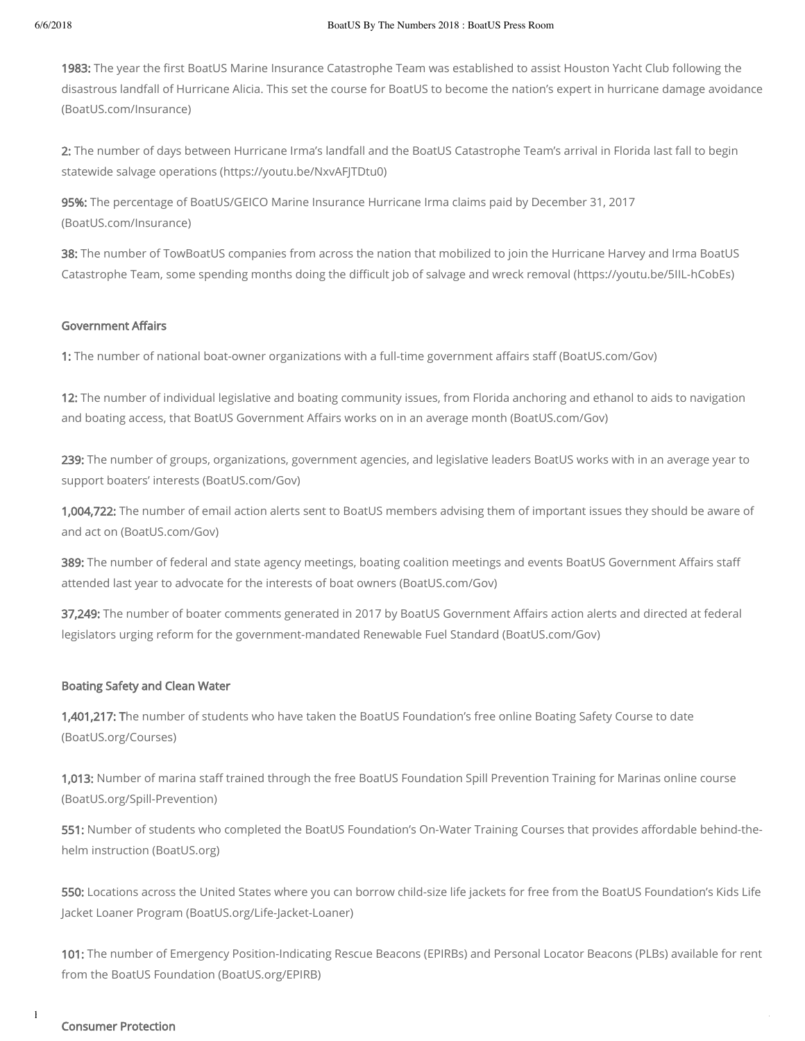**1983:** The year the first BoatUS Marine Insurance Catastrophe Team was established to assist Houston Yacht Club following the disastrous landfall of Hurricane Alicia. This set the course for BoatUS to become the nation's expert in hurricane damage avoidance (BoatUS.com/Insurance)

**2:** The number of days between Hurricane Irma's landfall and the BoatUS Catastrophe Team's arrival in Florida last fall to begin statewide salvage operations (https://youtu.be/NxvAFJTDtu0)

**95%:** The percentage of BoatUS/GEICO Marine Insurance Hurricane Irma claims paid by December 31, 2017 (BoatUS.com/Insurance)

**38:** The number of TowBoatUS companies from across the nation that mobilized to join the Hurricane Harvey and Irma BoatUS Catastrophe Team, some spending months doing the difficult job of salvage and wreck removal (https://youtu.be/5IIL-hCobEs)

### Government Affairs

**1:** The number of national boat-owner organizations with a full-time government affairs staff (BoatUS.com/Gov)

**12:** The number of individual legislative and boating community issues, from Florida anchoring and ethanol to aids to navigation and boating access, that BoatUS Government Affairs works on in an average month (BoatUS.com/Gov)

**239:** The number of groups, organizations, government agencies, and legislative leaders BoatUS works with in an average year to support boaters' interests (BoatUS.com/Gov)

**1,004,722:** The number of email action alerts sent to BoatUS members advising them of important issues they should be aware of and act on (BoatUS.com/Gov)

**389:** The number of federal and state agency meetings, boating coalition meetings and events BoatUS Government Affairs staff attended last year to advocate for the interests of boat owners (BoatUS.com/Gov)

**37,249:** The number of boater comments generated in 2017 by BoatUS Government Affairs action alerts and directed at federal legislators urging reform for the government-mandated Renewable Fuel Standard (BoatUS.com/Gov)

### Boating Safety and Clean Water

**1,401,217: T**he number of students who have taken the BoatUS Foundation's free online Boating Safety Course to date (BoatUS.org/Courses)

**1,013:** Number of marina staff trained through the free BoatUS Foundation Spill Prevention Training for Marinas online course (BoatUS.org/Spill-Prevention)

**551:** Number of students who completed the BoatUS Foundation's On-Water Training Courses that provides affordable behind-the-helm instruction (BoatUS.org)

**550:** Locations across the United States where you can borrow child-size life jackets for free from the BoatUS Foundation's Kids Life Jacket Loaner Program (BoatUS.org/Life-Jacket-Loaner)

**101:** The number of Emergency Position-Indicating Rescue Beacons (EPIRBs) and Personal Locator Beacons (PLBs) available for rent from the BoatUS Foundation (BoatUS.org/EPIRB)

### Consumer Protection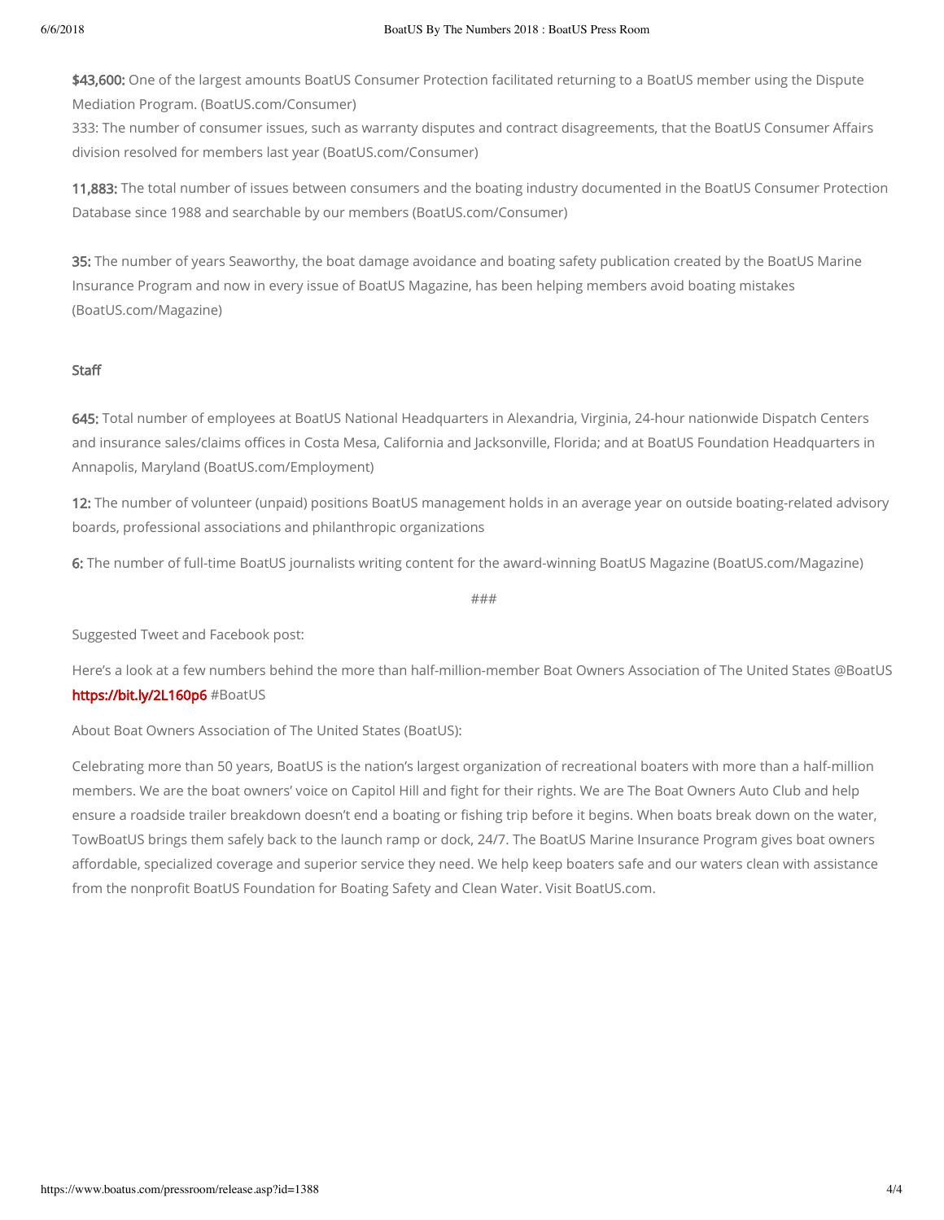**$43,600:** One of the largest amounts BoatUS Consumer Protection facilitated returning to a BoatUS member using the Dispute Mediation Program. (BoatUS.com/Consumer)
333: The number of consumer issues, such as warranty disputes and contract disagreements, that the BoatUS Consumer Affairs division resolved for members last year (BoatUS.com/Consumer)

**11,883:** The total number of issues between consumers and the boating industry documented in the BoatUS Consumer Protection Database since 1988 and searchable by our members (BoatUS.com/Consumer)

**35:** The number of years Seaworthy, the boat damage avoidance and boating safety publication created by the BoatUS Marine Insurance Program and now in every issue of BoatUS Magazine, has been helping members avoid boating mistakes (BoatUS.com/Magazine)

**Staff**

**645:** Total number of employees at BoatUS National Headquarters in Alexandria, Virginia, 24-hour nationwide Dispatch Centers and insurance sales/claims offices in Costa Mesa, California and Jacksonville, Florida; and at BoatUS Foundation Headquarters in Annapolis, Maryland (BoatUS.com/Employment)

**12:** The number of volunteer (unpaid) positions BoatUS management holds in an average year on outside boating-related advisory boards, professional associations and philanthropic organizations

**6:** The number of full-time BoatUS journalists writing content for the award-winning BoatUS Magazine (BoatUS.com/Magazine)

###

Suggested Tweet and Facebook post:

Here's a look at a few numbers behind the more than half-million-member Boat Owners Association of The United States @BoatUS https://bit.ly/2L160p6 #BoatUS

About Boat Owners Association of The United States (BoatUS):

Celebrating more than 50 years, BoatUS is the nation's largest organization of recreational boaters with more than a half-million members. We are the boat owners' voice on Capitol Hill and fight for their rights. We are The Boat Owners Auto Club and help ensure a roadside trailer breakdown doesn't end a boating or fishing trip before it begins. When boats break down on the water, TowBoatUS brings them safely back to the launch ramp or dock, 24/7. The BoatUS Marine Insurance Program gives boat owners affordable, specialized coverage and superior service they need. We help keep boaters safe and our waters clean with assistance from the nonprofit BoatUS Foundation for Boating Safety and Clean Water. Visit BoatUS.com.